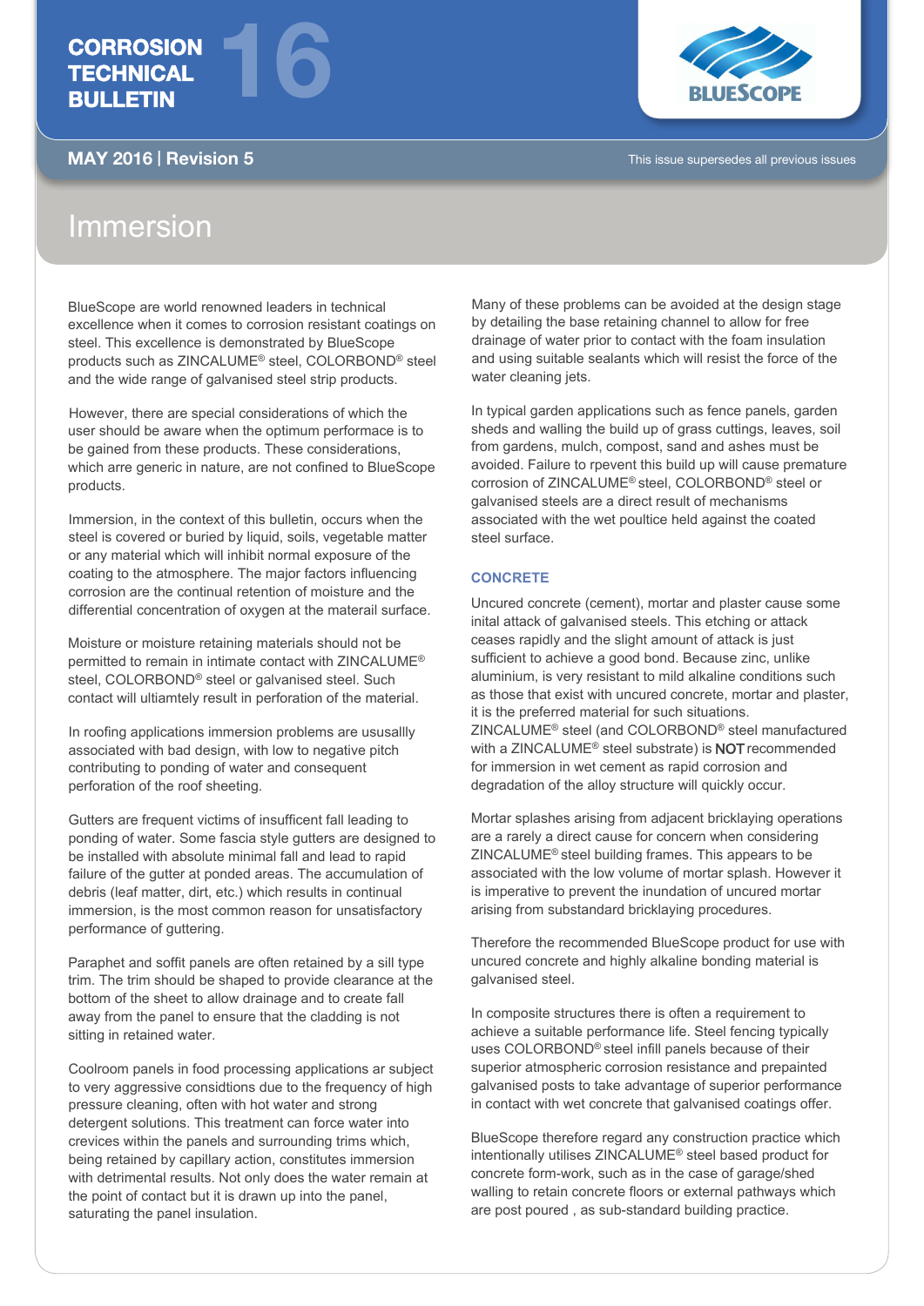# CORROSION TECHNICAL BULLETIN 16

**MAY 2016 | Revision 5**

This issue supersedes all previous issues

## Immersion

BlueScope are world renowned leaders in technical excellence when it comes to corrosion resistant coatings on steel. This excellence is demonstrated by BlueScope products such as ZINCALUME® steel, COLORBOND® steel and the wide range of galvanised steel strip products.

However, there are special considerations of which the user should be aware when the optimum perfomance is to be gained from these products. These considerations, which arre generic in nature, are not confined to BlueScope products.

Immersion, in the context of this bulletin, occurs when the steel is covered or buried by liquid, soils, vegetable matter or any material which will inhibit normal exposure of the coating to the atmosphere. The major factors influencing corrosion are the continual retention of moisture and the differential concentration of oxygen at the materail surface.

Moisture or moisture retaining materials should not be permitted to remain in intimate contact with ZINCALUME® steel, COLORBOND® steel or galvanised steel. Such contact will ultiamtely result in perforation of the material.

In roofing applications immersion problems are ususallly associated with bad design, with low to negative pitch contributing to ponding of water and consequent perforation of the roof sheeting.

Gutters are frequent victims of insufficent fall leading to ponding of water. Some fascia style gutters are designed to be installed with absolute minimal fall and lead to rapid failure of the gutter at ponded areas. The accumulation of debris (leaf matter, dirt, etc.) which results in continual immersion, is the most common reason for unsatisfactory performance of guttering.

Paraphet and soffit panels are often retained by a sill type trim. The trim should be shaped to provide clearance at the bottom of the sheet to allow drainage and to create fall away from the panel to ensure that the cladding is not sitting in retained water.

Coolroom panels in food processing applications ar subject to very aggressive considtions due to the frequency of high pressure cleaning, often with hot water and strong detergent solutions. This treatment can force water into crevices within the panels and surrounding trims which, being retained by capillary action, constitutes immersion with detrimental results. Not only does the water remain at the point of contact but it is drawn up into the panel, saturating the panel insulation.

Many of these problems can be avoided at the design stage by detailing the base retaining channel to allow for free drainage of water prior to contact with the foam insulation and using suitable sealants which will resist the force of the water cleaning jets.

In typical garden applications such as fence panels, garden sheds and walling the build up of grass cuttings, leaves, soil from gardens, mulch, compost, sand and ashes must be avoided. Failure to rpevent this build up will cause premature corrosion of ZINCALUME® steel, COLORBOND® steel or galvanised steels are a direct result of mechanisms associated with the wet poultice held against the coated steel surface.

### CONCRETE

Uncured concrete (cement), mortar and plaster cause some inital attack of galvanised steels. This etching or attack ceases rapidly and the slight amount of attack is just sufficient to achieve a good bond. Because zinc, unlike aluminium, is very resistant to mild alkaline conditions such as those that exist with uncured concrete, mortar and plaster, it is the preferred material for such situations. ZINCALUME® steel (and COLORBOND® steel manufactured with a ZINCALUME® steel substrate) is **NOT** recommended for immersion in wet cement as rapid corrosion and degradation of the alloy structure will quickly occur.

Mortar splashes arising from adjacent bricklaying operations are a rarely a direct cause for concern when considering ZINCALUME® steel building frames. This appears to be associated with the low volume of mortar splash. However it is imperative to prevent the inundation of uncured mortar arising from substandard bricklaying procedures.

Therefore the recommended BlueScope product for use with uncured concrete and highly alkaline bonding material is galvanised steel.

In composite structures there is often a requirement to achieve a suitable performance life. Steel fencing typically uses COLORBOND® steel infill panels because of their superior atmospheric corrosion resistance and prepainted galvanised posts to take advantage of superior performance in contact with wet concrete that galvanised coatings offer.

BlueScope therefore regard any construction practice which intentionally utilises ZINCALUME® steel based product for concrete form-work, such as in the case of garage/shed walling to retain concrete floors or external pathways which are post poured , as sub-standard building practice.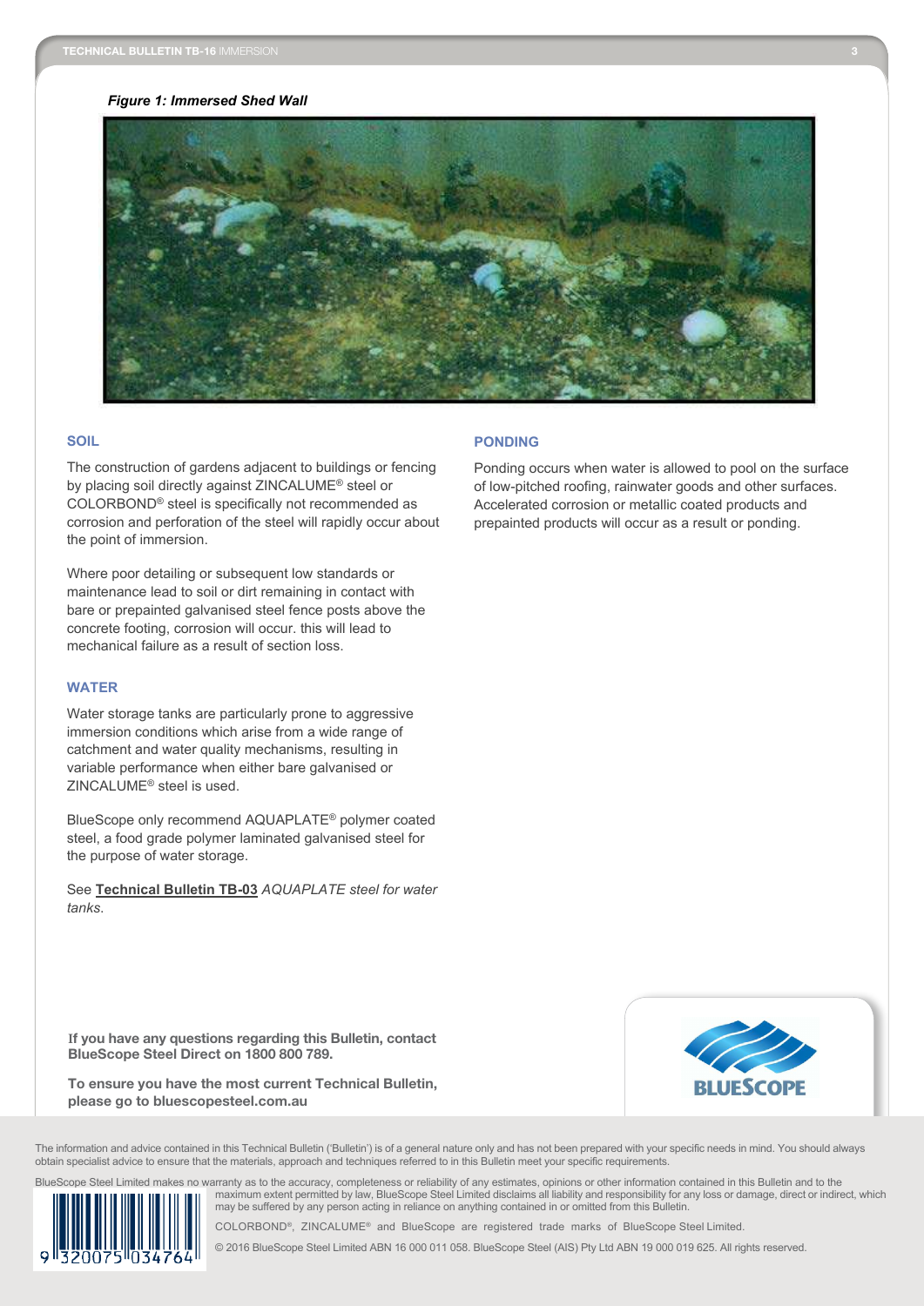*Figure 1: Immersed Shed Wall*

## SOIL

The construction of gardens adjacent to buildings or fencing by placing soil directly against ZINCALUME® steel or COLORBOND® steel is specifically not recommended as corrosion and perforation of the steel will rapidly occur about the point of immersion.

Where poor detailing or subsequent low standards or maintenance lead to soil or dirt remaining in contact with bare or prepainted galvanised steel fence posts above the concrete footing, corrosion will occur. this will lead to mechanical failure as a result of section loss.

## WATER

Water storage tanks are particularly prone to aggressive immersion conditions which arise from a wide range of catchment and water quality mechanisms, resulting in variable performance when either bare galvanised or ZINCALUME® steel is used.

BlueScope only recommend AQUAPLATE® polymer coated steel, a food grade polymer laminated galvanised steel for the purpose of water storage.

See **Technical Bulletin TB-03** *AQUAPLATE steel for water tanks.*

## PONDING

Ponding occurs when water is allowed to pool on the surface of low-pitched roofing, rainwater goods and other surfaces. Accelerated corrosion or metallic coated products and prepainted products will occur as a result or ponding.

**If you have any questions regarding this Bulletin, contact BlueScope Steel Direct on 1800 800 789.**

**To ensure you have the most current Technical Bulletin, please go to bluescopesteel.com.au**

BLUESCOPE

The information and advice contained in this Technical Bulletin ('Bulletin') is of a general nature only and has not been prepared with your specific needs in mind. You should always obtain specialist advice to ensure that the materials, approach and techniques referred to in this Bulletin meet your specific requirements.

BlueScope Steel Limited makes no warranty as to the accuracy, completeness or reliability of any estimates, opinions or other information contained in this Bulletin and to the maximum extent permitted by law, BlueScope Steel Limited disclaims all liability and responsibility for any loss or damage, direct or indirect, which may be suffered by any person acting in reliance on anything contained in or omitted from this Bulletin.

COLORBOND®, ZINCALUME® and BlueScope are registered trade marks of BlueScope Steel Limited.

© 2016 BlueScope Steel Limited ABN 16 000 011 058. BlueScope Steel (AIS) Pty Ltd ABN 19 000 019 625. All rights reserved.

9 320075 034764